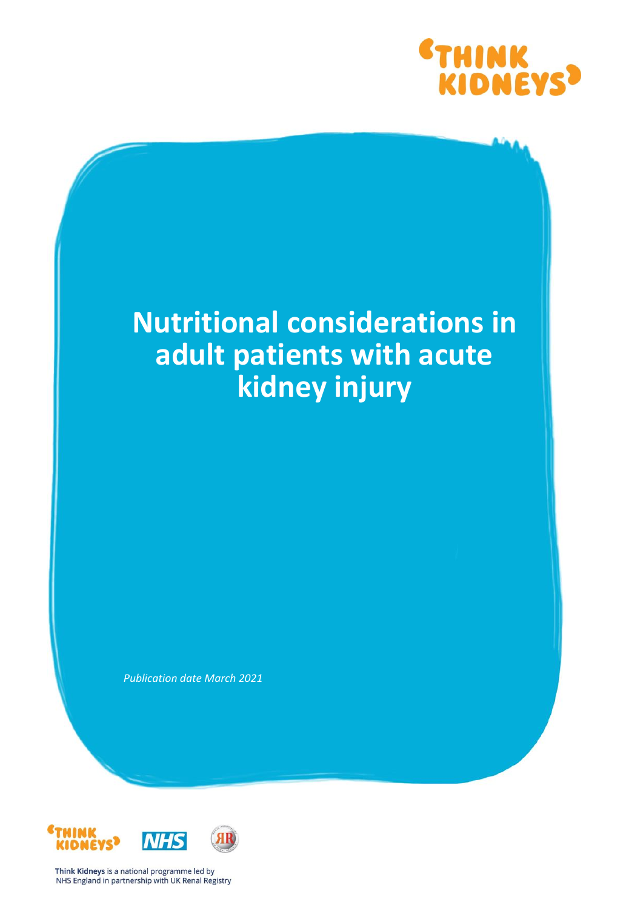# Nutritional considerations in adult patients with acute kidney injury

*Publication date March 2021*

Think Kidneys is a national programme led by NHS England in partnership with UK Renal Registry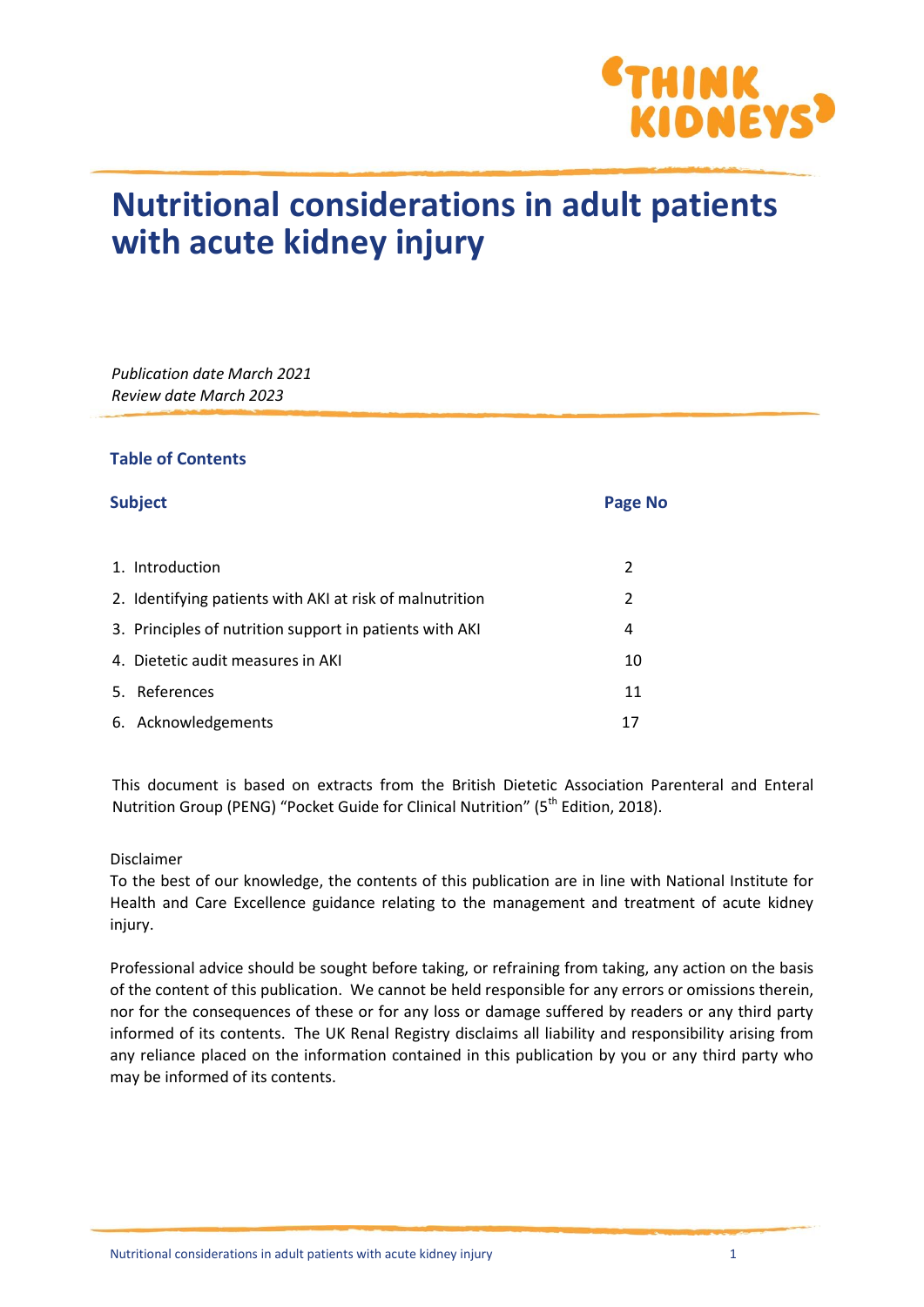# Nutritional considerations in adult patients with acute kidney injury

*Publication date March 2021*
*Review date March 2023*

### Table of Contents

| Subject | Page No |
|---|---|
| 1. Introduction | 2 |
| 2. Identifying patients with AKI at risk of malnutrition | 2 |
| 3. Principles of nutrition support in patients with AKI | 4 |
| 4. Dietetic audit measures in AKI | 10 |
| 5. References | 11 |
| 6. Acknowledgements | 17 |

This document is based on extracts from the British Dietetic Association Parenteral and Enteral Nutrition Group (PENG) "Pocket Guide for Clinical Nutrition" (5th Edition, 2018).

Disclaimer
To the best of our knowledge, the contents of this publication are in line with National Institute for Health and Care Excellence guidance relating to the management and treatment of acute kidney injury.

Professional advice should be sought before taking, or refraining from taking, any action on the basis of the content of this publication. We cannot be held responsible for any errors or omissions therein, nor for the consequences of these or for any loss or damage suffered by readers or any third party informed of its contents. The UK Renal Registry disclaims all liability and responsibility arising from any reliance placed on the information contained in this publication by you or any third party who may be informed of its contents.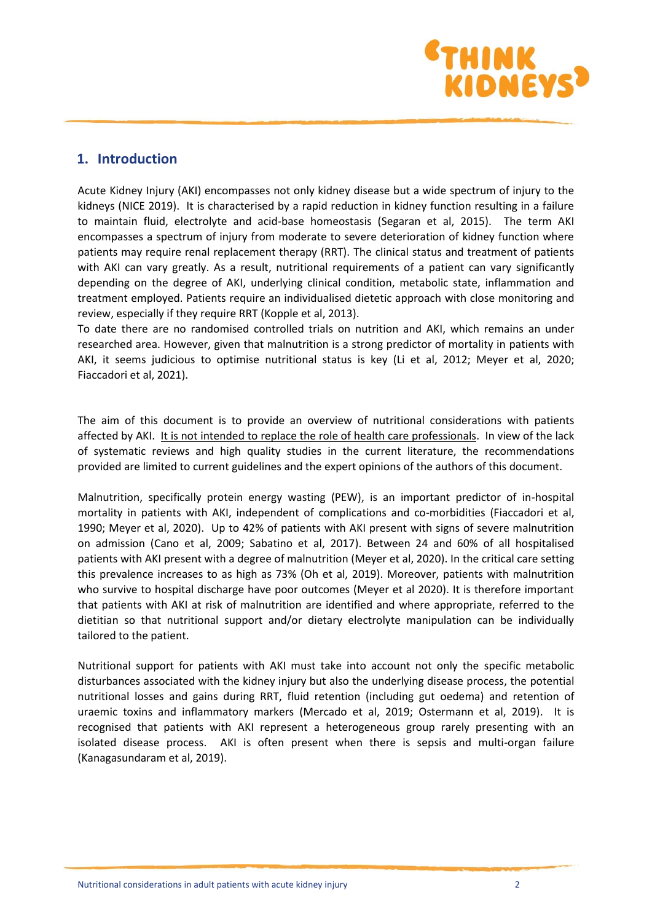## 1. Introduction

Acute Kidney Injury (AKI) encompasses not only kidney disease but a wide spectrum of injury to the kidneys (NICE 2019). It is characterised by a rapid reduction in kidney function resulting in a failure to maintain fluid, electrolyte and acid-base homeostasis (Segaran et al, 2015). The term AKI encompasses a spectrum of injury from moderate to severe deterioration of kidney function where patients may require renal replacement therapy (RRT). The clinical status and treatment of patients with AKI can vary greatly. As a result, nutritional requirements of a patient can vary significantly depending on the degree of AKI, underlying clinical condition, metabolic state, inflammation and treatment employed. Patients require an individualised dietetic approach with close monitoring and review, especially if they require RRT (Kopple et al, 2013).

To date there are no randomised controlled trials on nutrition and AKI, which remains an under researched area. However, given that malnutrition is a strong predictor of mortality in patients with AKI, it seems judicious to optimise nutritional status is key (Li et al, 2012; Meyer et al, 2020; Fiaccadori et al, 2021).

The aim of this document is to provide an overview of nutritional considerations with patients affected by AKI. It is not intended to replace the role of health care professionals. In view of the lack of systematic reviews and high quality studies in the current literature, the recommendations provided are limited to current guidelines and the expert opinions of the authors of this document.

Malnutrition, specifically protein energy wasting (PEW), is an important predictor of in-hospital mortality in patients with AKI, independent of complications and co-morbidities (Fiaccadori et al, 1990; Meyer et al, 2020). Up to 42% of patients with AKI present with signs of severe malnutrition on admission (Cano et al, 2009; Sabatino et al, 2017). Between 24 and 60% of all hospitalised patients with AKI present with a degree of malnutrition (Meyer et al, 2020). In the critical care setting this prevalence increases to as high as 73% (Oh et al, 2019). Moreover, patients with malnutrition who survive to hospital discharge have poor outcomes (Meyer et al 2020). It is therefore important that patients with AKI at risk of malnutrition are identified and where appropriate, referred to the dietitian so that nutritional support and/or dietary electrolyte manipulation can be individually tailored to the patient.

Nutritional support for patients with AKI must take into account not only the specific metabolic disturbances associated with the kidney injury but also the underlying disease process, the potential nutritional losses and gains during RRT, fluid retention (including gut oedema) and retention of uraemic toxins and inflammatory markers (Mercado et al, 2019; Ostermann et al, 2019). It is recognised that patients with AKI represent a heterogeneous group rarely presenting with an isolated disease process. AKI is often present when there is sepsis and multi-organ failure (Kanagasundaram et al, 2019).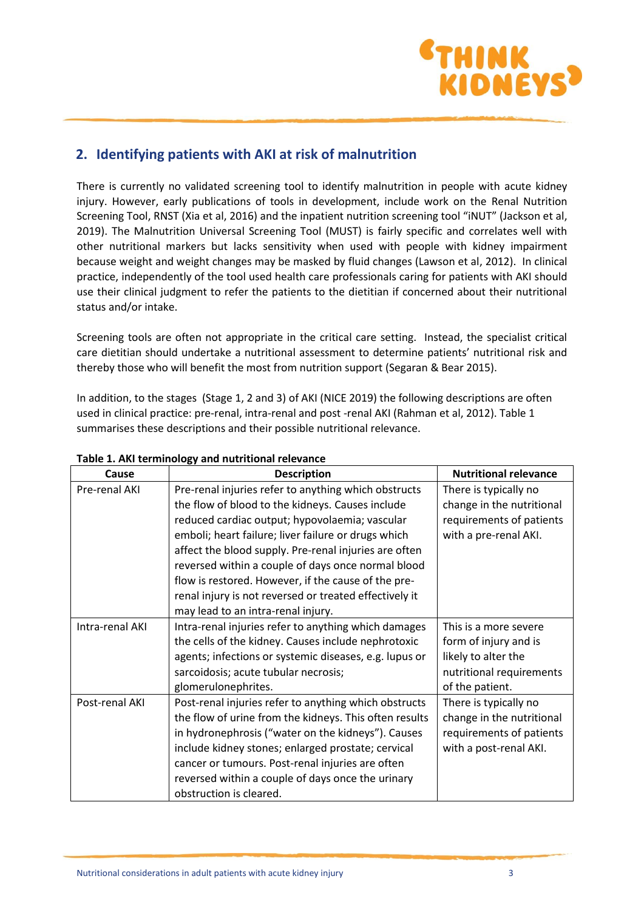## 2. Identifying patients with AKI at risk of malnutrition

There is currently no validated screening tool to identify malnutrition in people with acute kidney injury. However, early publications of tools in development, include work on the Renal Nutrition Screening Tool, RNST (Xia et al, 2016) and the inpatient nutrition screening tool "iNUT" (Jackson et al, 2019). The Malnutrition Universal Screening Tool (MUST) is fairly specific and correlates well with other nutritional markers but lacks sensitivity when used with people with kidney impairment because weight and weight changes may be masked by fluid changes (Lawson et al, 2012). In clinical practice, independently of the tool used health care professionals caring for patients with AKI should use their clinical judgment to refer the patients to the dietitian if concerned about their nutritional status and/or intake.

Screening tools are often not appropriate in the critical care setting. Instead, the specialist critical care dietitian should undertake a nutritional assessment to determine patients' nutritional risk and thereby those who will benefit the most from nutrition support (Segaran & Bear 2015).

In addition, to the stages (Stage 1, 2 and 3) of AKI (NICE 2019) the following descriptions are often used in clinical practice: pre-renal, intra-renal and post -renal AKI (Rahman et al, 2012). Table 1 summarises these descriptions and their possible nutritional relevance.

**Table 1. AKI terminology and nutritional relevance**

| Cause | Description | Nutritional relevance |
|---|---|---|
| Pre-renal AKI | Pre-renal injuries refer to anything which obstructs the flow of blood to the kidneys. Causes include reduced cardiac output; hypovolaemia; vascular emboli; heart failure; liver failure or drugs which affect the blood supply. Pre-renal injuries are often reversed within a couple of days once normal blood flow is restored. However, if the cause of the pre-renal injury is not reversed or treated effectively it may lead to an intra-renal injury. | There is typically no change in the nutritional requirements of patients with a pre-renal AKI. |
| Intra-renal AKI | Intra-renal injuries refer to anything which damages the cells of the kidney. Causes include nephrotoxic agents; infections or systemic diseases, e.g. lupus or sarcoidosis; acute tubular necrosis; glomerulonephrites. | This is a more severe form of injury and is likely to alter the nutritional requirements of the patient. |
| Post-renal AKI | Post-renal injuries refer to anything which obstructs the flow of urine from the kidneys. This often results in hydronephrosis ("water on the kidneys"). Causes include kidney stones; enlarged prostate; cervical cancer or tumours. Post-renal injuries are often reversed within a couple of days once the urinary obstruction is cleared. | There is typically no change in the nutritional requirements of patients with a post-renal AKI. |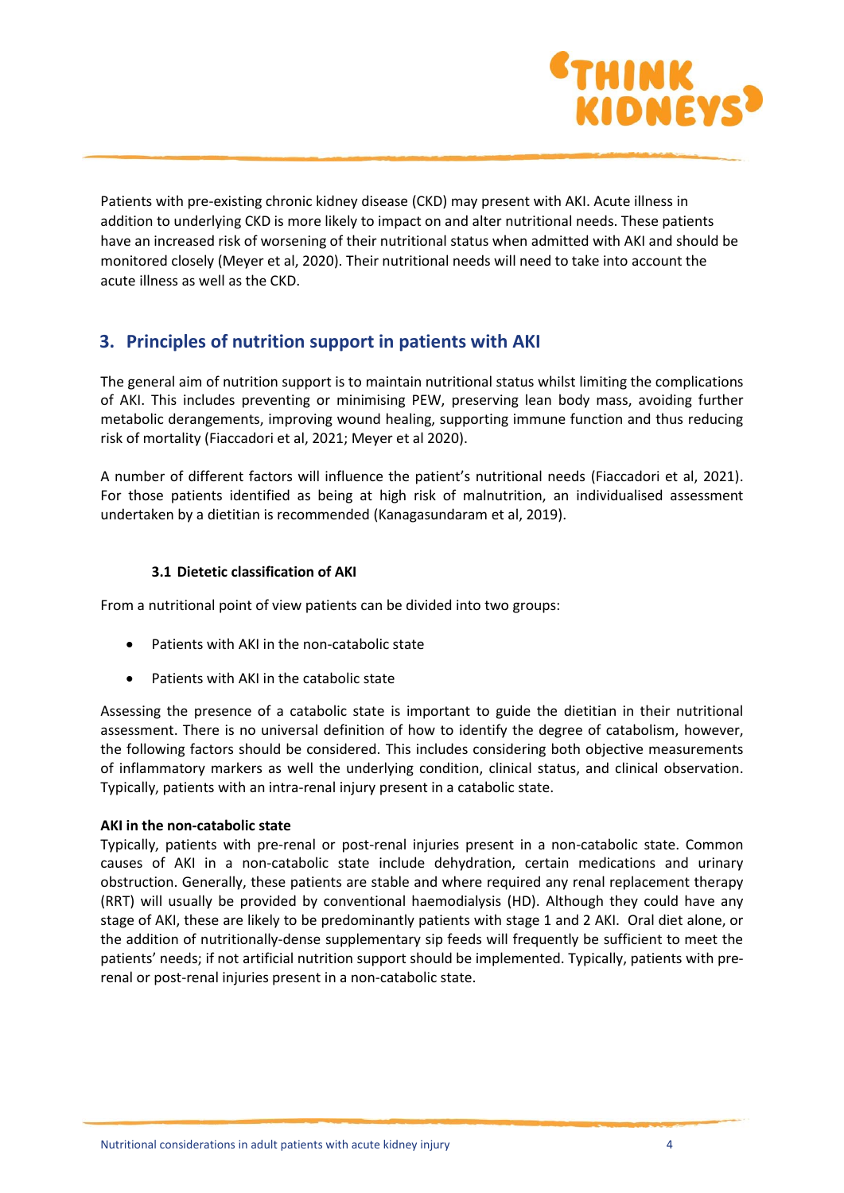Patients with pre-existing chronic kidney disease (CKD) may present with AKI. Acute illness in addition to underlying CKD is more likely to impact on and alter nutritional needs. These patients have an increased risk of worsening of their nutritional status when admitted with AKI and should be monitored closely (Meyer et al, 2020). Their nutritional needs will need to take into account the acute illness as well as the CKD.

## 3. Principles of nutrition support in patients with AKI

The general aim of nutrition support is to maintain nutritional status whilst limiting the complications of AKI. This includes preventing or minimising PEW, preserving lean body mass, avoiding further metabolic derangements, improving wound healing, supporting immune function and thus reducing risk of mortality (Fiaccadori et al, 2021; Meyer et al 2020).

A number of different factors will influence the patient's nutritional needs (Fiaccadori et al, 2021). For those patients identified as being at high risk of malnutrition, an individualised assessment undertaken by a dietitian is recommended (Kanagasundaram et al, 2019).

### 3.1 Dietetic classification of AKI

From a nutritional point of view patients can be divided into two groups:

- Patients with AKI in the non-catabolic state
- Patients with AKI in the catabolic state

Assessing the presence of a catabolic state is important to guide the dietitian in their nutritional assessment. There is no universal definition of how to identify the degree of catabolism, however, the following factors should be considered. This includes considering both objective measurements of inflammatory markers as well the underlying condition, clinical status, and clinical observation. Typically, patients with an intra-renal injury present in a catabolic state.

**AKI in the non-catabolic state**

Typically, patients with pre-renal or post-renal injuries present in a non-catabolic state. Common causes of AKI in a non-catabolic state include dehydration, certain medications and urinary obstruction. Generally, these patients are stable and where required any renal replacement therapy (RRT) will usually be provided by conventional haemodialysis (HD). Although they could have any stage of AKI, these are likely to be predominantly patients with stage 1 and 2 AKI. Oral diet alone, or the addition of nutritionally-dense supplementary sip feeds will frequently be sufficient to meet the patients' needs; if not artificial nutrition support should be implemented. Typically, patients with pre-renal or post-renal injuries present in a non-catabolic state.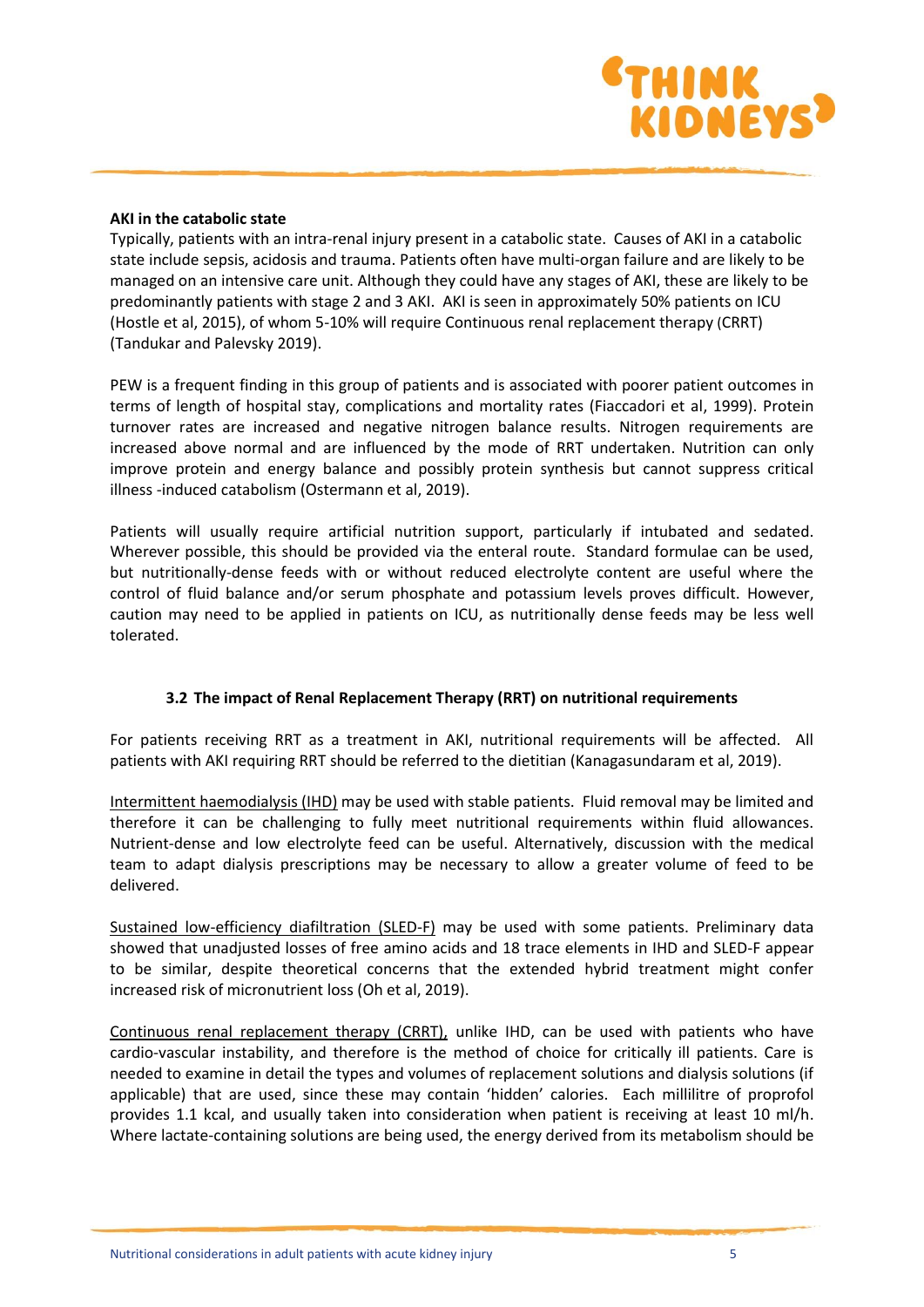**AKI in the catabolic state**

Typically, patients with an intra-renal injury present in a catabolic state. Causes of AKI in a catabolic state include sepsis, acidosis and trauma. Patients often have multi-organ failure and are likely to be managed on an intensive care unit. Although they could have any stages of AKI, these are likely to be predominantly patients with stage 2 and 3 AKI. AKI is seen in approximately 50% patients on ICU (Hostle et al, 2015), of whom 5-10% will require Continuous renal replacement therapy (CRRT) (Tandukar and Palevsky 2019).

PEW is a frequent finding in this group of patients and is associated with poorer patient outcomes in terms of length of hospital stay, complications and mortality rates (Fiaccadori et al, 1999). Protein turnover rates are increased and negative nitrogen balance results. Nitrogen requirements are increased above normal and are influenced by the mode of RRT undertaken. Nutrition can only improve protein and energy balance and possibly protein synthesis but cannot suppress critical illness -induced catabolism (Ostermann et al, 2019).

Patients will usually require artificial nutrition support, particularly if intubated and sedated. Wherever possible, this should be provided via the enteral route. Standard formulae can be used, but nutritionally-dense feeds with or without reduced electrolyte content are useful where the control of fluid balance and/or serum phosphate and potassium levels proves difficult. However, caution may need to be applied in patients on ICU, as nutritionally dense feeds may be less well tolerated.

### 3.2 The impact of Renal Replacement Therapy (RRT) on nutritional requirements

For patients receiving RRT as a treatment in AKI, nutritional requirements will be affected. All patients with AKI requiring RRT should be referred to the dietitian (Kanagasundaram et al, 2019).

Intermittent haemodialysis (IHD) may be used with stable patients. Fluid removal may be limited and therefore it can be challenging to fully meet nutritional requirements within fluid allowances. Nutrient-dense and low electrolyte feed can be useful. Alternatively, discussion with the medical team to adapt dialysis prescriptions may be necessary to allow a greater volume of feed to be delivered.

Sustained low-efficiency diafiltration (SLED-F) may be used with some patients. Preliminary data showed that unadjusted losses of free amino acids and 18 trace elements in IHD and SLED-F appear to be similar, despite theoretical concerns that the extended hybrid treatment might confer increased risk of micronutrient loss (Oh et al, 2019).

Continuous renal replacement therapy (CRRT), unlike IHD, can be used with patients who have cardio-vascular instability, and therefore is the method of choice for critically ill patients. Care is needed to examine in detail the types and volumes of replacement solutions and dialysis solutions (if applicable) that are used, since these may contain 'hidden' calories. Each millilitre of proprofol provides 1.1 kcal, and usually taken into consideration when patient is receiving at least 10 ml/h. Where lactate-containing solutions are being used, the energy derived from its metabolism should be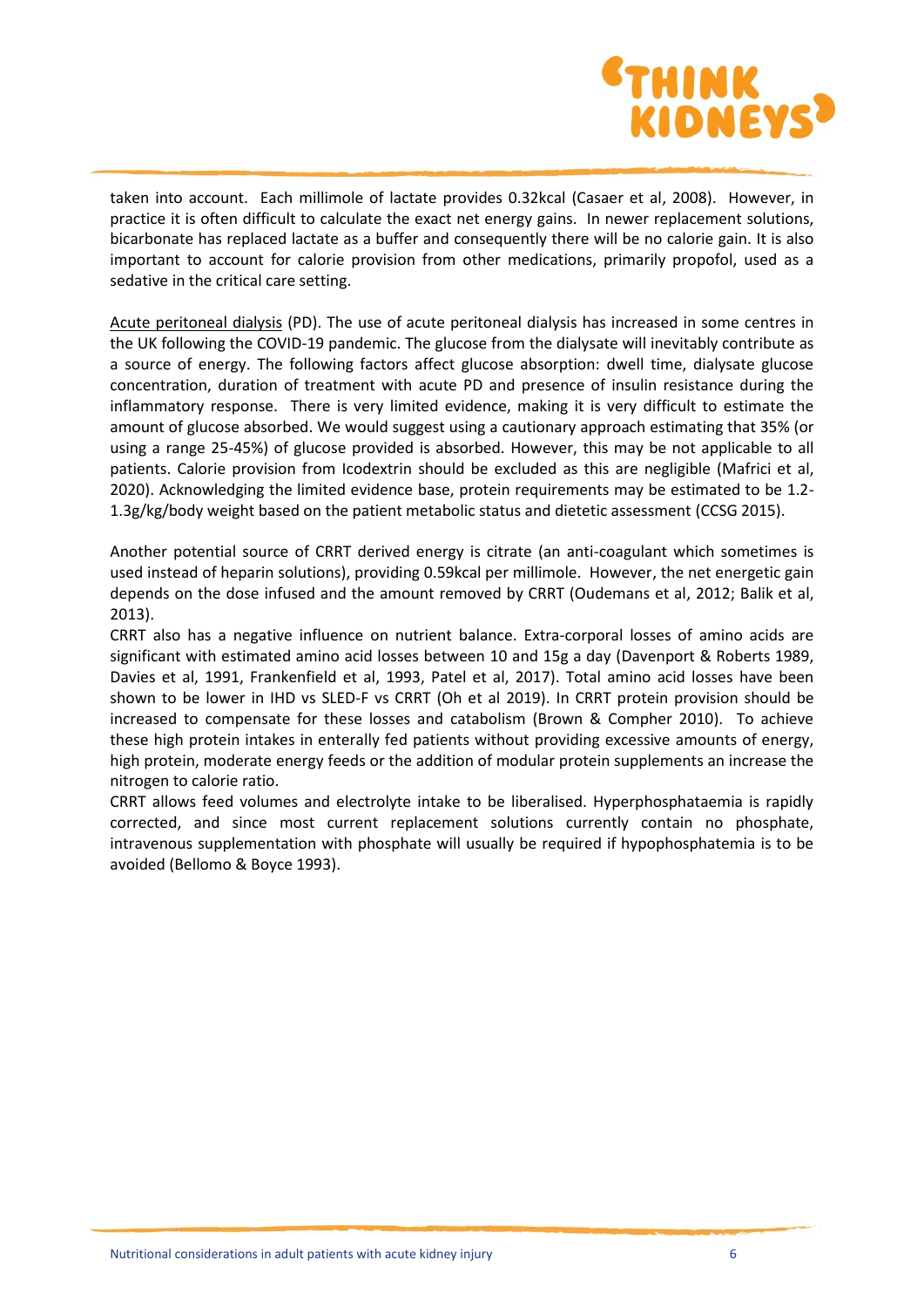taken into account. Each millimole of lactate provides 0.32kcal (Casaer et al, 2008). However, in practice it is often difficult to calculate the exact net energy gains. In newer replacement solutions, bicarbonate has replaced lactate as a buffer and consequently there will be no calorie gain. It is also important to account for calorie provision from other medications, primarily propofol, used as a sedative in the critical care setting.

Acute peritoneal dialysis (PD). The use of acute peritoneal dialysis has increased in some centres in the UK following the COVID-19 pandemic. The glucose from the dialysate will inevitably contribute as a source of energy. The following factors affect glucose absorption: dwell time, dialysate glucose concentration, duration of treatment with acute PD and presence of insulin resistance during the inflammatory response. There is very limited evidence, making it is very difficult to estimate the amount of glucose absorbed. We would suggest using a cautionary approach estimating that 35% (or using a range 25-45%) of glucose provided is absorbed. However, this may be not applicable to all patients. Calorie provision from Icodextrin should be excluded as this are negligible (Mafrici et al, 2020). Acknowledging the limited evidence base, protein requirements may be estimated to be 1.2-1.3g/kg/body weight based on the patient metabolic status and dietetic assessment (CCSG 2015).

Another potential source of CRRT derived energy is citrate (an anti-coagulant which sometimes is used instead of heparin solutions), providing 0.59kcal per millimole. However, the net energetic gain depends on the dose infused and the amount removed by CRRT (Oudemans et al, 2012; Balik et al, 2013).

CRRT also has a negative influence on nutrient balance. Extra-corporal losses of amino acids are significant with estimated amino acid losses between 10 and 15g a day (Davenport & Roberts 1989, Davies et al, 1991, Frankenfield et al, 1993, Patel et al, 2017). Total amino acid losses have been shown to be lower in IHD vs SLED-F vs CRRT (Oh et al 2019). In CRRT protein provision should be increased to compensate for these losses and catabolism (Brown & Compher 2010). To achieve these high protein intakes in enterally fed patients without providing excessive amounts of energy, high protein, moderate energy feeds or the addition of modular protein supplements an increase the nitrogen to calorie ratio.

CRRT allows feed volumes and electrolyte intake to be liberalised. Hyperphosphataemia is rapidly corrected, and since most current replacement solutions currently contain no phosphate, intravenous supplementation with phosphate will usually be required if hypophosphatemia is to be avoided (Bellomo & Boyce 1993).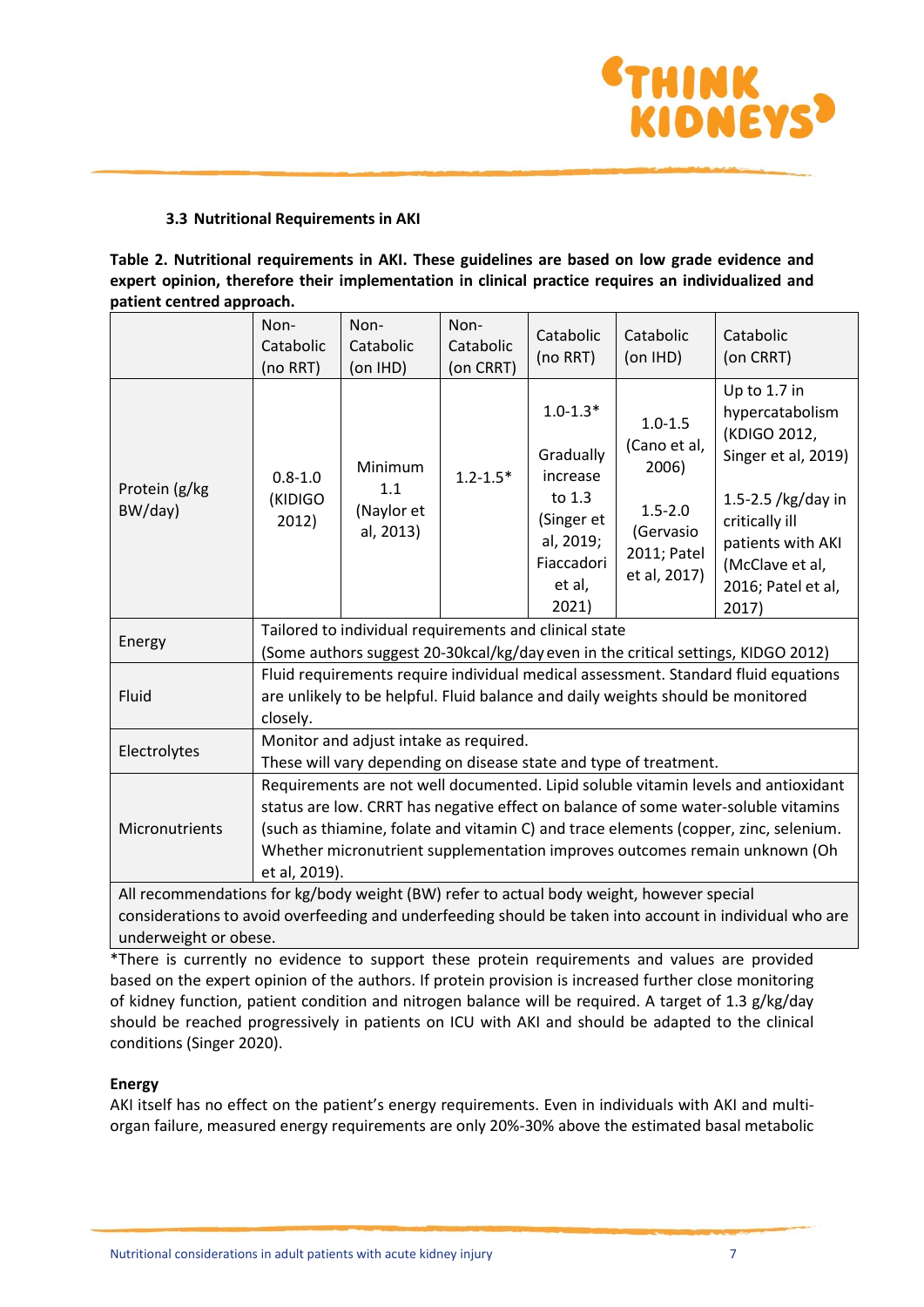### 3.3 Nutritional Requirements in AKI

**Table 2. Nutritional requirements in AKI. These guidelines are based on low grade evidence and expert opinion, therefore their implementation in clinical practice requires an individualized and patient centred approach.**

| | Non-Catabolic (no RRT) | Non-Catabolic (on IHD) | Non-Catabolic (on CRRT) | Catabolic (no RRT) | Catabolic (on IHD) | Catabolic (on CRRT) |
|---|---|---|---|---|---|---|
| Protein (g/kg BW/day) | 0.8-1.0 (KIDIGO 2012) | Minimum 1.1 (Naylor et al, 2013) | 1.2-1.5* | 1.0-1.3* Gradually increase to 1.3 (Singer et al, 2019; Fiaccadori et al, 2021) | 1.0-1.5 (Cano et al, 2006) 1.5-2.0 (Gervasio 2011; Patel et al, 2017) | Up to 1.7 in hypercatabolism (KDIGO 2012, Singer et al, 2019) 1.5-2.5 /kg/day in critically ill patients with AKI (McClave et al, 2016; Patel et al, 2017) |
| Energy | Tailored to individual requirements and clinical state (Some authors suggest 20-30kcal/kg/day even in the critical settings, KIDGO 2012) | | | | | |
| Fluid | Fluid requirements require individual medical assessment. Standard fluid equations are unlikely to be helpful. Fluid balance and daily weights should be monitored closely. | | | | | |
| Electrolytes | Monitor and adjust intake as required. These will vary depending on disease state and type of treatment. | | | | | |
| Micronutrients | Requirements are not well documented. Lipid soluble vitamin levels and antioxidant status are low. CRRT has negative effect on balance of some water-soluble vitamins (such as thiamine, folate and vitamin C) and trace elements (copper, zinc, selenium. Whether micronutrient supplementation improves outcomes remain unknown (Oh et al, 2019). | | | | | |
| All recommendations for kg/body weight (BW) refer to actual body weight, however special considerations to avoid overfeeding and underfeeding should be taken into account in individual who are underweight or obese. | | | | | | |

*There is currently no evidence to support these protein requirements and values are provided based on the expert opinion of the authors. If protein provision is increased further close monitoring of kidney function, patient condition and nitrogen balance will be required. A target of 1.3 g/kg/day should be reached progressively in patients on ICU with AKI and should be adapted to the clinical conditions (Singer 2020).

**Energy**

AKI itself has no effect on the patient's energy requirements. Even in individuals with AKI and multi-organ failure, measured energy requirements are only 20%-30% above the estimated basal metabolic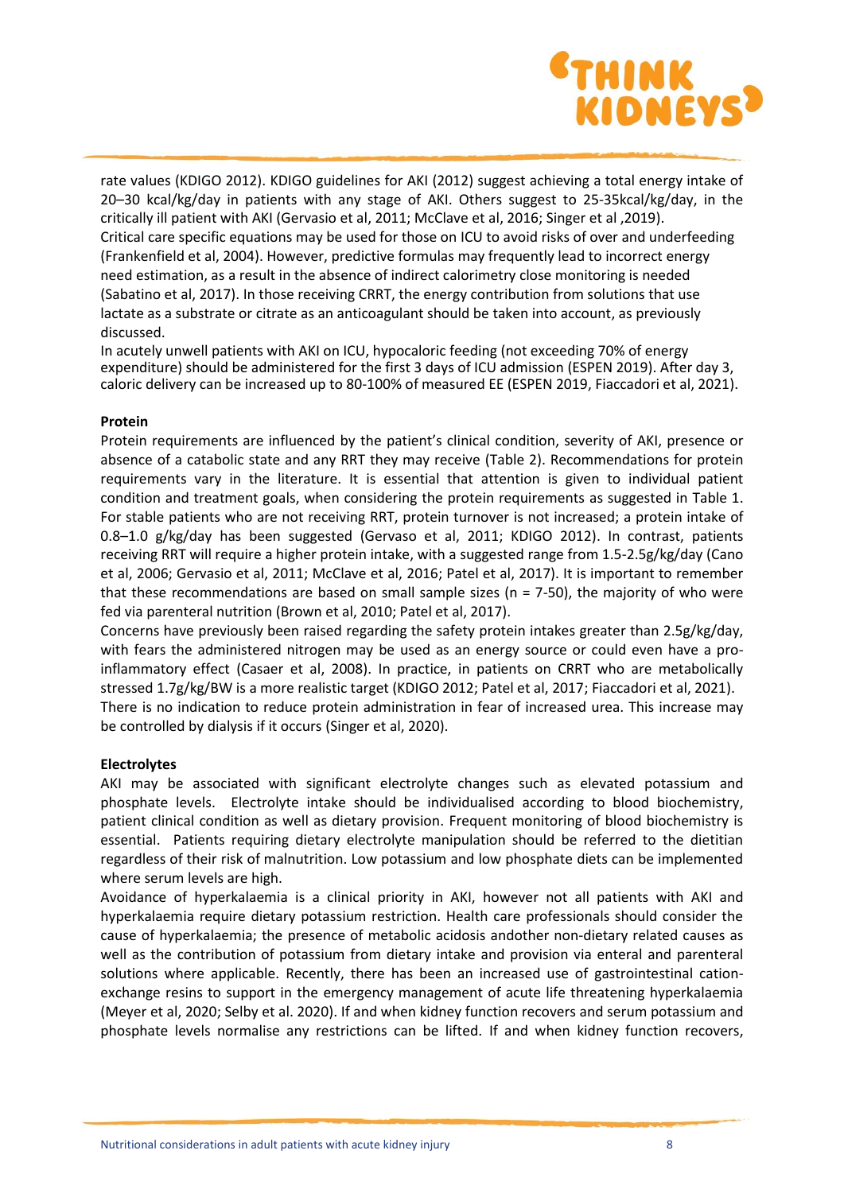rate values (KDIGO 2012). KDIGO guidelines for AKI (2012) suggest achieving a total energy intake of 20–30 kcal/kg/day in patients with any stage of AKI. Others suggest to 25-35kcal/kg/day, in the critically ill patient with AKI (Gervasio et al, 2011; McClave et al, 2016; Singer et al ,2019). Critical care specific equations may be used for those on ICU to avoid risks of over and underfeeding (Frankenfield et al, 2004). However, predictive formulas may frequently lead to incorrect energy need estimation, as a result in the absence of indirect calorimetry close monitoring is needed (Sabatino et al, 2017). In those receiving CRRT, the energy contribution from solutions that use lactate as a substrate or citrate as an anticoagulant should be taken into account, as previously discussed.

In acutely unwell patients with AKI on ICU, hypocaloric feeding (not exceeding 70% of energy expenditure) should be administered for the first 3 days of ICU admission (ESPEN 2019). After day 3, caloric delivery can be increased up to 80-100% of measured EE (ESPEN 2019, Fiaccadori et al, 2021).

**Protein**

Protein requirements are influenced by the patient's clinical condition, severity of AKI, presence or absence of a catabolic state and any RRT they may receive (Table 2). Recommendations for protein requirements vary in the literature. It is essential that attention is given to individual patient condition and treatment goals, when considering the protein requirements as suggested in Table 1. For stable patients who are not receiving RRT, protein turnover is not increased; a protein intake of 0.8–1.0 g/kg/day has been suggested (Gervaso et al, 2011; KDIGO 2012). In contrast, patients receiving RRT will require a higher protein intake, with a suggested range from 1.5-2.5g/kg/day (Cano et al, 2006; Gervasio et al, 2011; McClave et al, 2016; Patel et al, 2017). It is important to remember that these recommendations are based on small sample sizes (n = 7-50), the majority of who were fed via parenteral nutrition (Brown et al, 2010; Patel et al, 2017).

Concerns have previously been raised regarding the safety protein intakes greater than 2.5g/kg/day, with fears the administered nitrogen may be used as an energy source or could even have a pro-inflammatory effect (Casaer et al, 2008). In practice, in patients on CRRT who are metabolically stressed 1.7g/kg/BW is a more realistic target (KDIGO 2012; Patel et al, 2017; Fiaccadori et al, 2021).

There is no indication to reduce protein administration in fear of increased urea. This increase may be controlled by dialysis if it occurs (Singer et al, 2020).

**Electrolytes**

AKI may be associated with significant electrolyte changes such as elevated potassium and phosphate levels. Electrolyte intake should be individualised according to blood biochemistry, patient clinical condition as well as dietary provision. Frequent monitoring of blood biochemistry is essential. Patients requiring dietary electrolyte manipulation should be referred to the dietitian regardless of their risk of malnutrition. Low potassium and low phosphate diets can be implemented where serum levels are high.

Avoidance of hyperkalaemia is a clinical priority in AKI, however not all patients with AKI and hyperkalaemia require dietary potassium restriction. Health care professionals should consider the cause of hyperkalaemia; the presence of metabolic acidosis andother non-dietary related causes as well as the contribution of potassium from dietary intake and provision via enteral and parenteral solutions where applicable. Recently, there has been an increased use of gastrointestinal cation-exchange resins to support in the emergency management of acute life threatening hyperkalaemia (Meyer et al, 2020; Selby et al. 2020). If and when kidney function recovers and serum potassium and phosphate levels normalise any restrictions can be lifted. If and when kidney function recovers,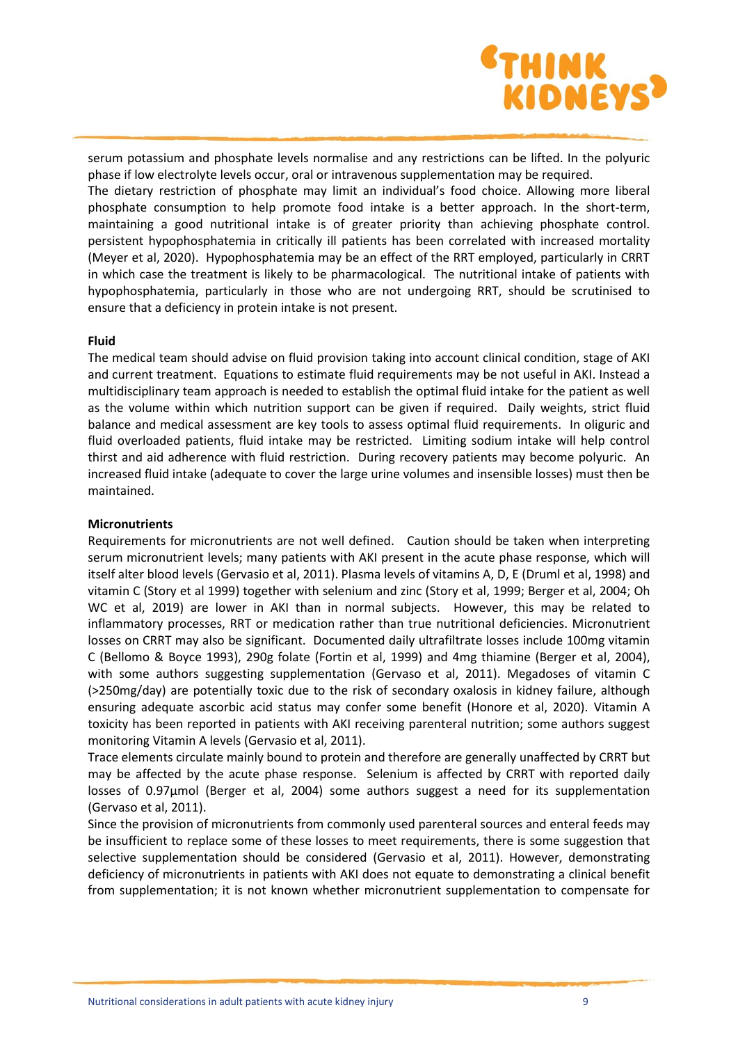serum potassium and phosphate levels normalise and any restrictions can be lifted. In the polyuric phase if low electrolyte levels occur, oral or intravenous supplementation may be required.
The dietary restriction of phosphate may limit an individual's food choice. Allowing more liberal phosphate consumption to help promote food intake is a better approach. In the short-term, maintaining a good nutritional intake is of greater priority than achieving phosphate control. persistent hypophosphatemia in critically ill patients has been correlated with increased mortality (Meyer et al, 2020). Hypophosphatemia may be an effect of the RRT employed, particularly in CRRT in which case the treatment is likely to be pharmacological. The nutritional intake of patients with hypophosphatemia, particularly in those who are not undergoing RRT, should be scrutinised to ensure that a deficiency in protein intake is not present.

**Fluid**

The medical team should advise on fluid provision taking into account clinical condition, stage of AKI and current treatment. Equations to estimate fluid requirements may be not useful in AKI. Instead a multidisciplinary team approach is needed to establish the optimal fluid intake for the patient as well as the volume within which nutrition support can be given if required. Daily weights, strict fluid balance and medical assessment are key tools to assess optimal fluid requirements. In oliguric and fluid overloaded patients, fluid intake may be restricted. Limiting sodium intake will help control thirst and aid adherence with fluid restriction. During recovery patients may become polyuric. An increased fluid intake (adequate to cover the large urine volumes and insensible losses) must then be maintained.

**Micronutrients**

Requirements for micronutrients are not well defined. Caution should be taken when interpreting serum micronutrient levels; many patients with AKI present in the acute phase response, which will itself alter blood levels (Gervasio et al, 2011). Plasma levels of vitamins A, D, E (Druml et al, 1998) and vitamin C (Story et al 1999) together with selenium and zinc (Story et al, 1999; Berger et al, 2004; Oh WC et al, 2019) are lower in AKI than in normal subjects. However, this may be related to inflammatory processes, RRT or medication rather than true nutritional deficiencies. Micronutrient losses on CRRT may also be significant. Documented daily ultrafiltrate losses include 100mg vitamin C (Bellomo & Boyce 1993), 290g folate (Fortin et al, 1999) and 4mg thiamine (Berger et al, 2004), with some authors suggesting supplementation (Gervaso et al, 2011). Megadoses of vitamin C (>250mg/day) are potentially toxic due to the risk of secondary oxalosis in kidney failure, although ensuring adequate ascorbic acid status may confer some benefit (Honore et al, 2020). Vitamin A toxicity has been reported in patients with AKI receiving parenteral nutrition; some authors suggest monitoring Vitamin A levels (Gervasio et al, 2011).
Trace elements circulate mainly bound to protein and therefore are generally unaffected by CRRT but may be affected by the acute phase response. Selenium is affected by CRRT with reported daily losses of 0.97µmol (Berger et al, 2004) some authors suggest a need for its supplementation (Gervaso et al, 2011).
Since the provision of micronutrients from commonly used parenteral sources and enteral feeds may be insufficient to replace some of these losses to meet requirements, there is some suggestion that selective supplementation should be considered (Gervasio et al, 2011). However, demonstrating deficiency of micronutrients in patients with AKI does not equate to demonstrating a clinical benefit from supplementation; it is not known whether micronutrient supplementation to compensate for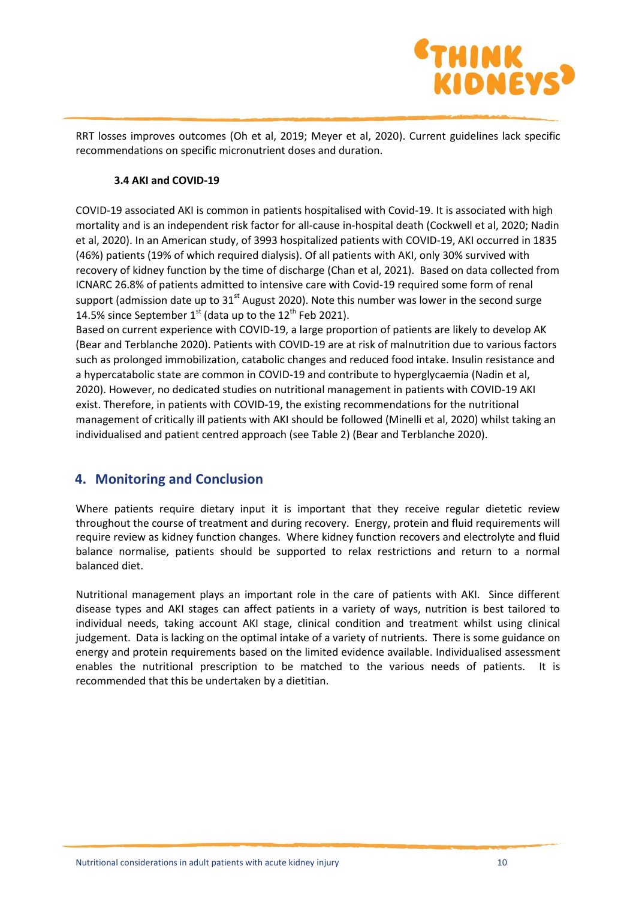RRT losses improves outcomes (Oh et al, 2019; Meyer et al, 2020). Current guidelines lack specific recommendations on specific micronutrient doses and duration.

### 3.4 AKI and COVID-19

COVID-19 associated AKI is common in patients hospitalised with Covid-19. It is associated with high mortality and is an independent risk factor for all-cause in-hospital death (Cockwell et al, 2020; Nadin et al, 2020). In an American study, of 3993 hospitalized patients with COVID-19, AKI occurred in 1835 (46%) patients (19% of which required dialysis). Of all patients with AKI, only 30% survived with recovery of kidney function by the time of discharge (Chan et al, 2021). Based on data collected from ICNARC 26.8% of patients admitted to intensive care with Covid-19 required some form of renal support (admission date up to 31st August 2020). Note this number was lower in the second surge 14.5% since September 1st (data up to the 12th Feb 2021).

Based on current experience with COVID-19, a large proportion of patients are likely to develop AK (Bear and Terblanche 2020). Patients with COVID-19 are at risk of malnutrition due to various factors such as prolonged immobilization, catabolic changes and reduced food intake. Insulin resistance and a hypercatabolic state are common in COVID-19 and contribute to hyperglycaemia (Nadin et al, 2020). However, no dedicated studies on nutritional management in patients with COVID-19 AKI exist. Therefore, in patients with COVID-19, the existing recommendations for the nutritional management of critically ill patients with AKI should be followed (Minelli et al, 2020) whilst taking an individualised and patient centred approach (see Table 2) (Bear and Terblanche 2020).

## 4. Monitoring and Conclusion

Where patients require dietary input it is important that they receive regular dietetic review throughout the course of treatment and during recovery. Energy, protein and fluid requirements will require review as kidney function changes. Where kidney function recovers and electrolyte and fluid balance normalise, patients should be supported to relax restrictions and return to a normal balanced diet.

Nutritional management plays an important role in the care of patients with AKI. Since different disease types and AKI stages can affect patients in a variety of ways, nutrition is best tailored to individual needs, taking account AKI stage, clinical condition and treatment whilst using clinical judgement. Data is lacking on the optimal intake of a variety of nutrients. There is some guidance on energy and protein requirements based on the limited evidence available. Individualised assessment enables the nutritional prescription to be matched to the various needs of patients. It is recommended that this be undertaken by a dietitian.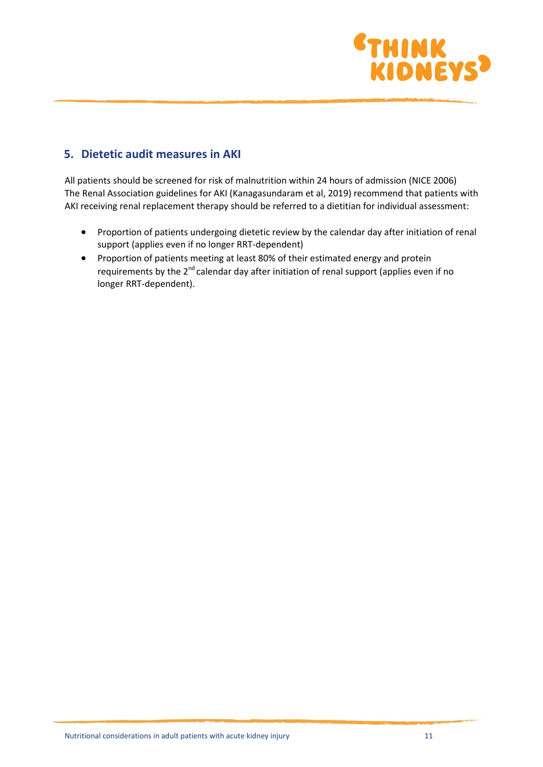## 5. Dietetic audit measures in AKI

All patients should be screened for risk of malnutrition within 24 hours of admission (NICE 2006)
The Renal Association guidelines for AKI (Kanagasundaram et al, 2019) recommend that patients with AKI receiving renal replacement therapy should be referred to a dietitian for individual assessment:

- Proportion of patients undergoing dietetic review by the calendar day after initiation of renal support (applies even if no longer RRT-dependent)
- Proportion of patients meeting at least 80% of their estimated energy and protein requirements by the 2nd calendar day after initiation of renal support (applies even if no longer RRT-dependent).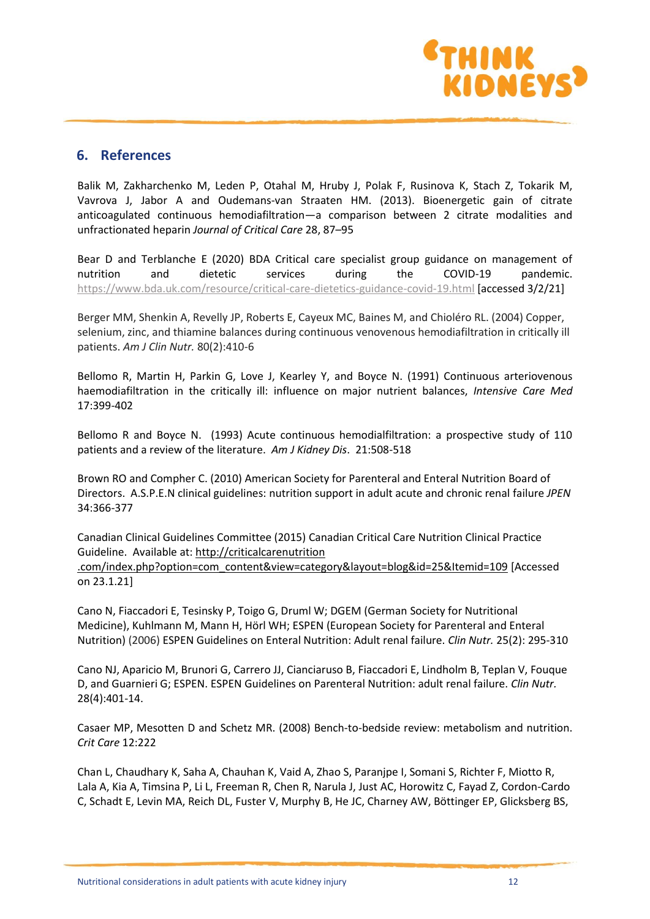## 6. References

Balik M, Zakharchenko M, Leden P, Otahal M, Hruby J, Polak F, Rusinova K, Stach Z, Tokarik M, Vavrova J, Jabor A and Oudemans-van Straaten HM. (2013). Bioenergetic gain of citrate anticoagulated continuous hemodiafiltration—a comparison between 2 citrate modalities and unfractionated heparin *Journal of Critical Care* 28, 87–95

Bear D and Terblanche E (2020) BDA Critical care specialist group guidance on management of nutrition and dietetic services during the COVID-19 pandemic. https://www.bda.uk.com/resource/critical-care-dietetics-guidance-covid-19.html [accessed 3/2/21]

Berger MM, Shenkin A, Revelly JP, Roberts E, Cayeux MC, Baines M, and Chioléro RL. (2004) Copper, selenium, zinc, and thiamine balances during continuous venovenous hemodiafiltration in critically ill patients. *Am J Clin Nutr.* 80(2):410-6

Bellomo R, Martin H, Parkin G, Love J, Kearley Y, and Boyce N. (1991) Continuous arteriovenous haemodiafiltration in the critically ill: influence on major nutrient balances, *Intensive Care Med* 17:399-402

Bellomo R and Boyce N. (1993) Acute continuous hemodialfiltration: a prospective study of 110 patients and a review of the literature. *Am J Kidney Dis*. 21:508-518

Brown RO and Compher C. (2010) American Society for Parenteral and Enteral Nutrition Board of Directors. A.S.P.E.N clinical guidelines: nutrition support in adult acute and chronic renal failure *JPEN* 34:366-377

Canadian Clinical Guidelines Committee (2015) Canadian Critical Care Nutrition Clinical Practice Guideline. Available at: http://criticalcarenutrition.com/index.php?option=com_content&view=category&layout=blog&id=25&Itemid=109 [Accessed on 23.1.21]

Cano N, Fiaccadori E, Tesinsky P, Toigo G, Druml W; DGEM (German Society for Nutritional Medicine), Kuhlmann M, Mann H, Hörl WH; ESPEN (European Society for Parenteral and Enteral Nutrition) (2006) ESPEN Guidelines on Enteral Nutrition: Adult renal failure. *Clin Nutr.* 25(2): 295-310

Cano NJ, Aparicio M, Brunori G, Carrero JJ, Cianciaruso B, Fiaccadori E, Lindholm B, Teplan V, Fouque D, and Guarnieri G; ESPEN. ESPEN Guidelines on Parenteral Nutrition: adult renal failure. *Clin Nutr.* 28(4):401-14.

Casaer MP, Mesotten D and Schetz MR. (2008) Bench-to-bedside review: metabolism and nutrition. *Crit Care* 12:222

Chan L, Chaudhary K, Saha A, Chauhan K, Vaid A, Zhao S, Paranjpe I, Somani S, Richter F, Miotto R, Lala A, Kia A, Timsina P, Li L, Freeman R, Chen R, Narula J, Just AC, Horowitz C, Fayad Z, Cordon-Cardo C, Schadt E, Levin MA, Reich DL, Fuster V, Murphy B, He JC, Charney AW, Böttinger EP, Glicksberg BS,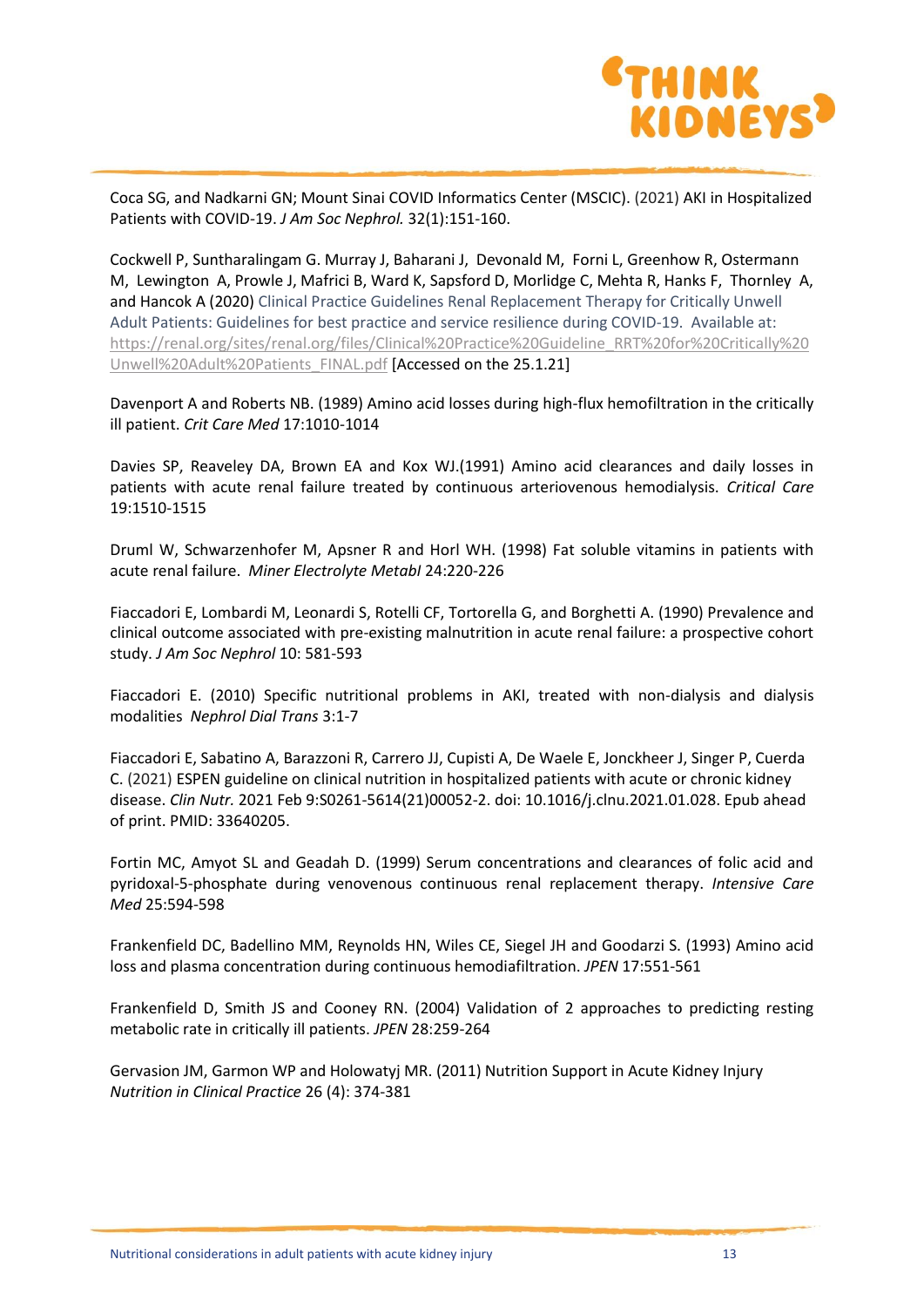Coca SG, and Nadkarni GN; Mount Sinai COVID Informatics Center (MSCIC). (2021) AKI in Hospitalized Patients with COVID-19. *J Am Soc Nephrol.* 32(1):151-160.

Cockwell P, Suntharalingam G. Murray J, Baharani J, Devonald M, Forni L, Greenhow R, Ostermann M, Lewington A, Prowle J, Mafrici B, Ward K, Sapsford D, Morlidge C, Mehta R, Hanks F, Thornley A, and Hancok A (2020) Clinical Practice Guidelines Renal Replacement Therapy for Critically Unwell Adult Patients: Guidelines for best practice and service resilience during COVID-19. Available at: https://renal.org/sites/renal.org/files/Clinical%20Practice%20Guideline_RRT%20for%20Critically%20Unwell%20Adult%20Patients_FINAL.pdf [Accessed on the 25.1.21]

Davenport A and Roberts NB. (1989) Amino acid losses during high-flux hemofiltration in the critically ill patient. *Crit Care Med* 17:1010-1014

Davies SP, Reaveley DA, Brown EA and Kox WJ.(1991) Amino acid clearances and daily losses in patients with acute renal failure treated by continuous arteriovenous hemodialysis. *Critical Care* 19:1510-1515

Druml W, Schwarzenhofer M, Apsner R and Horl WH. (1998) Fat soluble vitamins in patients with acute renal failure. *Miner Electrolyte Metabl* 24:220-226

Fiaccadori E, Lombardi M, Leonardi S, Rotelli CF, Tortorella G, and Borghetti A. (1990) Prevalence and clinical outcome associated with pre-existing malnutrition in acute renal failure: a prospective cohort study. *J Am Soc Nephrol* 10: 581-593

Fiaccadori E. (2010) Specific nutritional problems in AKI, treated with non-dialysis and dialysis modalities *Nephrol Dial Trans* 3:1-7

Fiaccadori E, Sabatino A, Barazzoni R, Carrero JJ, Cupisti A, De Waele E, Jonckheer J, Singer P, Cuerda C. (2021) ESPEN guideline on clinical nutrition in hospitalized patients with acute or chronic kidney disease. *Clin Nutr.* 2021 Feb 9:S0261-5614(21)00052-2. doi: 10.1016/j.clnu.2021.01.028. Epub ahead of print. PMID: 33640205.

Fortin MC, Amyot SL and Geadah D. (1999) Serum concentrations and clearances of folic acid and pyridoxal-5-phosphate during venovenous continuous renal replacement therapy. *Intensive Care Med* 25:594-598

Frankenfield DC, Badellino MM, Reynolds HN, Wiles CE, Siegel JH and Goodarzi S. (1993) Amino acid loss and plasma concentration during continuous hemodiafiltration. *JPEN* 17:551-561

Frankenfield D, Smith JS and Cooney RN. (2004) Validation of 2 approaches to predicting resting metabolic rate in critically ill patients. *JPEN* 28:259-264

Gervasion JM, Garmon WP and Holowatyj MR. (2011) Nutrition Support in Acute Kidney Injury *Nutrition in Clinical Practice* 26 (4): 374-381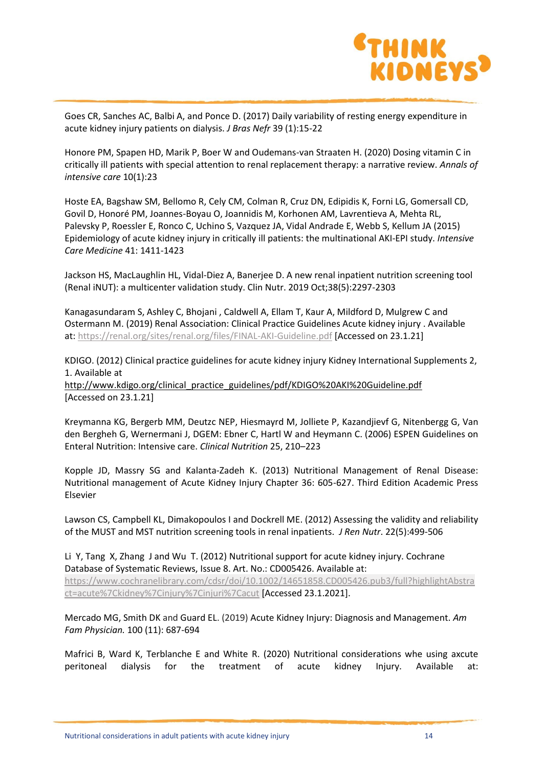Goes CR, Sanches AC, Balbi A, and Ponce D. (2017) Daily variability of resting energy expenditure in acute kidney injury patients on dialysis. *J Bras Nefr* 39 (1):15-22

Honore PM, Spapen HD, Marik P, Boer W and Oudemans-van Straaten H. (2020) Dosing vitamin C in critically ill patients with special attention to renal replacement therapy: a narrative review. *Annals of intensive care* 10(1):23

Hoste EA, Bagshaw SM, Bellomo R, Cely CM, Colman R, Cruz DN, Edipidis K, Forni LG, Gomersall CD, Govil D, Honoré PM, Joannes-Boyau O, Joannidis M, Korhonen AM, Lavrentieva A, Mehta RL, Palevsky P, Roessler E, Ronco C, Uchino S, Vazquez JA, Vidal Andrade E, Webb S, Kellum JA (2015) Epidemiology of acute kidney injury in critically ill patients: the multinational AKI-EPI study. *Intensive Care Medicine* 41: 1411-1423

Jackson HS, MacLaughlin HL, Vidal-Diez A, Banerjee D. A new renal inpatient nutrition screening tool (Renal iNUT): a multicenter validation study. Clin Nutr. 2019 Oct;38(5):2297-2303

Kanagasundaram S, Ashley C, Bhojani , Caldwell A, Ellam T, Kaur A, Mildford D, Mulgrew C and Ostermann M. (2019) Renal Association: Clinical Practice Guidelines Acute kidney injury . Available at: https://renal.org/sites/renal.org/files/FINAL-AKI-Guideline.pdf [Accessed on 23.1.21]

KDIGO. (2012) Clinical practice guidelines for acute kidney injury Kidney International Supplements 2, 1. Available at http://www.kdigo.org/clinical_practice_guidelines/pdf/KDIGO%20AKI%20Guideline.pdf [Accessed on 23.1.21]

Kreymanna KG, Bergerb MM, Deutzc NEP, Hiesmayrd M, Jolliete P, Kazandjievf G, Nitenbergg G, Van den Bergheh G, Wernermani J, DGEM: Ebner C, Hartl W and Heymann C. (2006) ESPEN Guidelines on Enteral Nutrition: Intensive care. *Clinical Nutrition* 25, 210–223

Kopple JD, Massry SG and Kalanta-Zadeh K. (2013) Nutritional Management of Renal Disease: Nutritional management of Acute Kidney Injury Chapter 36: 605-627. Third Edition Academic Press Elsevier

Lawson CS, Campbell KL, Dimakopoulos I and Dockrell ME. (2012) Assessing the validity and reliability of the MUST and MST nutrition screening tools in renal inpatients. *J Ren Nutr*. 22(5):499-506

Li Y, Tang X, Zhang J and Wu T. (2012) Nutritional support for acute kidney injury. Cochrane Database of Systematic Reviews, Issue 8. Art. No.: CD005426. Available at: https://www.cochranelibrary.com/cdsr/doi/10.1002/14651858.CD005426.pub3/full?highlightAbstract=acute%7Ckidney%7Cinjury%7Cinjuri%7Cacut [Accessed 23.1.2021].

Mercado MG, Smith DK and Guard EL. (2019) Acute Kidney Injury: Diagnosis and Management. *Am Fam Physician.* 100 (11): 687-694

Mafrici B, Ward K, Terblanche E and White R. (2020) Nutritional considerations whe using axcute peritoneal dialysis for the treatment of acute kidney Injury. Available at: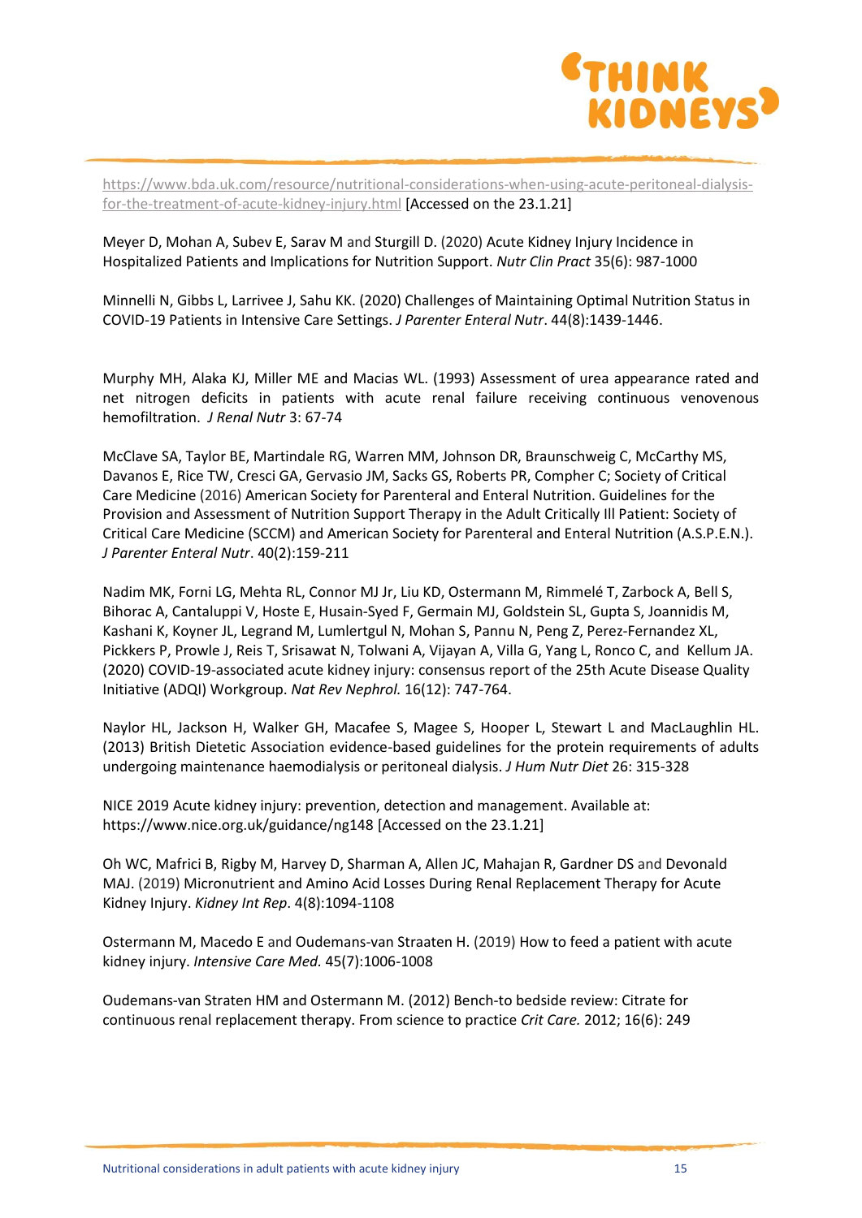https://www.bda.uk.com/resource/nutritional-considerations-when-using-acute-peritoneal-dialysis-for-the-treatment-of-acute-kidney-injury.html [Accessed on the 23.1.21]

Meyer D, Mohan A, Subev E, Sarav M and Sturgill D. (2020) Acute Kidney Injury Incidence in Hospitalized Patients and Implications for Nutrition Support. *Nutr Clin Pract* 35(6): 987-1000

Minnelli N, Gibbs L, Larrivee J, Sahu KK. (2020) Challenges of Maintaining Optimal Nutrition Status in COVID-19 Patients in Intensive Care Settings. *J Parenter Enteral Nutr*. 44(8):1439-1446.

Murphy MH, Alaka KJ, Miller ME and Macias WL. (1993) Assessment of urea appearance rated and net nitrogen deficits in patients with acute renal failure receiving continuous venovenous hemofiltration. *J Renal Nutr* 3: 67-74

McClave SA, Taylor BE, Martindale RG, Warren MM, Johnson DR, Braunschweig C, McCarthy MS, Davanos E, Rice TW, Cresci GA, Gervasio JM, Sacks GS, Roberts PR, Compher C; Society of Critical Care Medicine (2016) American Society for Parenteral and Enteral Nutrition. Guidelines for the Provision and Assessment of Nutrition Support Therapy in the Adult Critically Ill Patient: Society of Critical Care Medicine (SCCM) and American Society for Parenteral and Enteral Nutrition (A.S.P.E.N.). *J Parenter Enteral Nutr*. 40(2):159-211

Nadim MK, Forni LG, Mehta RL, Connor MJ Jr, Liu KD, Ostermann M, Rimmelé T, Zarbock A, Bell S, Bihorac A, Cantaluppi V, Hoste E, Husain-Syed F, Germain MJ, Goldstein SL, Gupta S, Joannidis M, Kashani K, Koyner JL, Legrand M, Lumlertgul N, Mohan S, Pannu N, Peng Z, Perez-Fernandez XL, Pickkers P, Prowle J, Reis T, Srisawat N, Tolwani A, Vijayan A, Villa G, Yang L, Ronco C, and Kellum JA. (2020) COVID-19-associated acute kidney injury: consensus report of the 25th Acute Disease Quality Initiative (ADQI) Workgroup. *Nat Rev Nephrol.* 16(12): 747-764.

Naylor HL, Jackson H, Walker GH, Macafee S, Magee S, Hooper L, Stewart L and MacLaughlin HL. (2013) British Dietetic Association evidence-based guidelines for the protein requirements of adults undergoing maintenance haemodialysis or peritoneal dialysis. *J Hum Nutr Diet* 26: 315-328

NICE 2019 Acute kidney injury: prevention, detection and management. Available at: https://www.nice.org.uk/guidance/ng148 [Accessed on the 23.1.21]

Oh WC, Mafrici B, Rigby M, Harvey D, Sharman A, Allen JC, Mahajan R, Gardner DS and Devonald MAJ. (2019) Micronutrient and Amino Acid Losses During Renal Replacement Therapy for Acute Kidney Injury. *Kidney Int Rep*. 4(8):1094-1108

Ostermann M, Macedo E and Oudemans-van Straaten H. (2019) How to feed a patient with acute kidney injury. *Intensive Care Med.* 45(7):1006-1008

Oudemans-van Straten HM and Ostermann M. (2012) Bench-to bedside review: Citrate for continuous renal replacement therapy. From science to practice *Crit Care.* 2012; 16(6): 249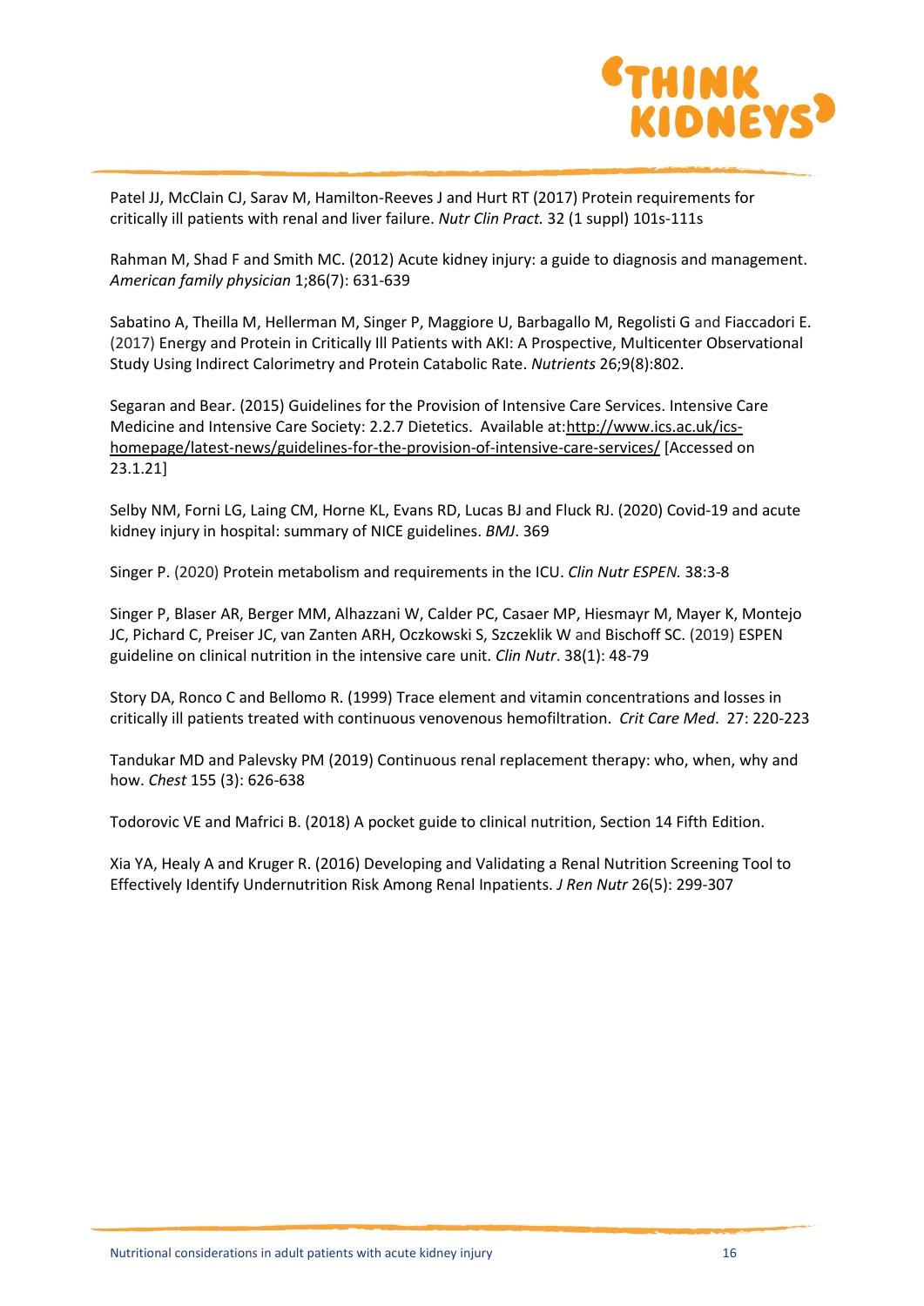Patel JJ, McClain CJ, Sarav M, Hamilton-Reeves J and Hurt RT (2017) Protein requirements for critically ill patients with renal and liver failure. *Nutr Clin Pract.* 32 (1 suppl) 101s-111s

Rahman M, Shad F and Smith MC. (2012) Acute kidney injury: a guide to diagnosis and management. *American family physician* 1;86(7): 631-639

Sabatino A, Theilla M, Hellerman M, Singer P, Maggiore U, Barbagallo M, Regolisti G and Fiaccadori E. (2017) Energy and Protein in Critically Ill Patients with AKI: A Prospective, Multicenter Observational Study Using Indirect Calorimetry and Protein Catabolic Rate. *Nutrients* 26;9(8):802.

Segaran and Bear. (2015) Guidelines for the Provision of Intensive Care Services. Intensive Care Medicine and Intensive Care Society: 2.2.7 Dietetics. Available at:http://www.ics.ac.uk/ics-homepage/latest-news/guidelines-for-the-provision-of-intensive-care-services/ [Accessed on 23.1.21]

Selby NM, Forni LG, Laing CM, Horne KL, Evans RD, Lucas BJ and Fluck RJ. (2020) Covid-19 and acute kidney injury in hospital: summary of NICE guidelines. *BMJ*. 369

Singer P. (2020) Protein metabolism and requirements in the ICU. *Clin Nutr ESPEN.* 38:3-8

Singer P, Blaser AR, Berger MM, Alhazzani W, Calder PC, Casaer MP, Hiesmayr M, Mayer K, Montejo JC, Pichard C, Preiser JC, van Zanten ARH, Oczkowski S, Szczeklik W and Bischoff SC. (2019) ESPEN guideline on clinical nutrition in the intensive care unit. *Clin Nutr*. 38(1): 48-79

Story DA, Ronco C and Bellomo R. (1999) Trace element and vitamin concentrations and losses in critically ill patients treated with continuous venovenous hemofiltration. *Crit Care Med*. 27: 220-223

Tandukar MD and Palevsky PM (2019) Continuous renal replacement therapy: who, when, why and how. *Chest* 155 (3): 626-638

Todorovic VE and Mafrici B. (2018) A pocket guide to clinical nutrition, Section 14 Fifth Edition.

Xia YA, Healy A and Kruger R. (2016) Developing and Validating a Renal Nutrition Screening Tool to Effectively Identify Undernutrition Risk Among Renal Inpatients. *J Ren Nutr* 26(5): 299-307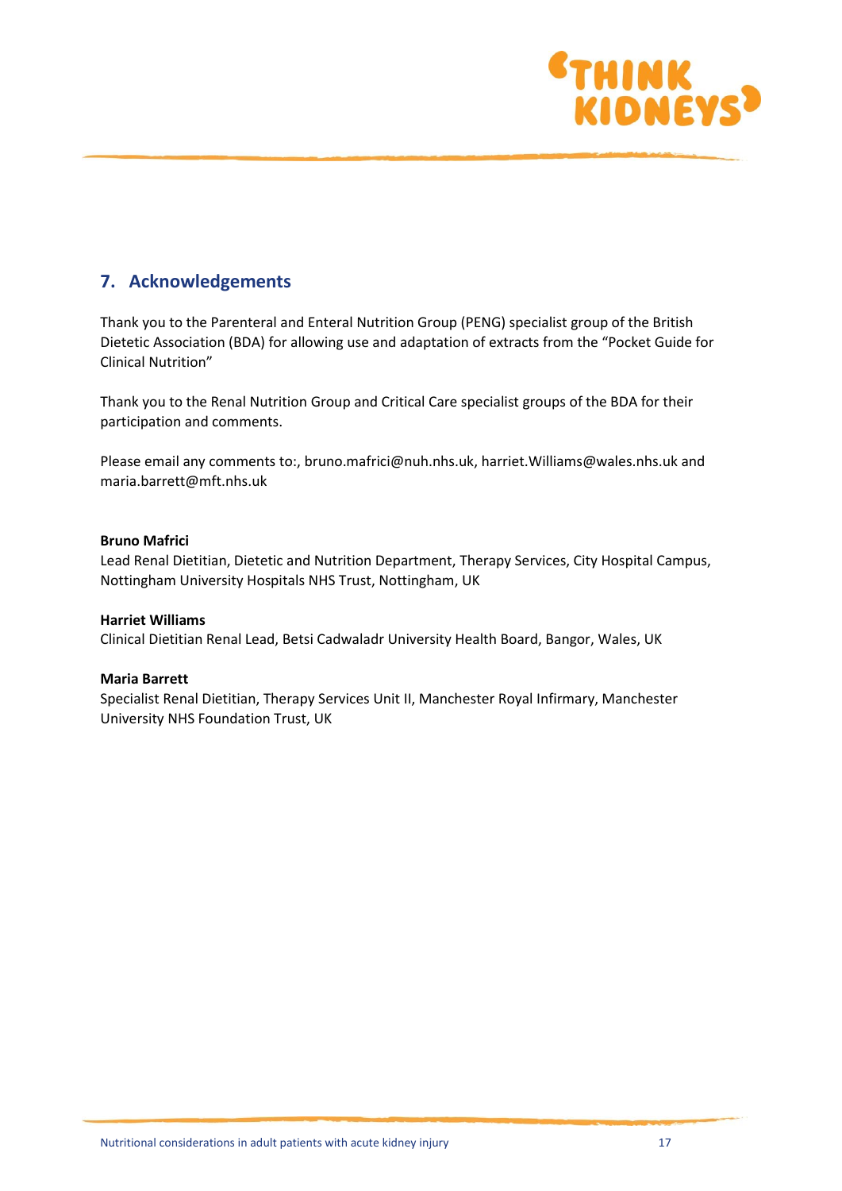## 7. Acknowledgements

Thank you to the Parenteral and Enteral Nutrition Group (PENG) specialist group of the British Dietetic Association (BDA) for allowing use and adaptation of extracts from the "Pocket Guide for Clinical Nutrition"

Thank you to the Renal Nutrition Group and Critical Care specialist groups of the BDA for their participation and comments.

Please email any comments to:, bruno.mafrici@nuh.nhs.uk, harriet.Williams@wales.nhs.uk and maria.barrett@mft.nhs.uk

**Bruno Mafrici**
Lead Renal Dietitian, Dietetic and Nutrition Department, Therapy Services, City Hospital Campus, Nottingham University Hospitals NHS Trust, Nottingham, UK

**Harriet Williams**
Clinical Dietitian Renal Lead, Betsi Cadwaladr University Health Board, Bangor, Wales, UK

**Maria Barrett**
Specialist Renal Dietitian, Therapy Services Unit II, Manchester Royal Infirmary, Manchester University NHS Foundation Trust, UK